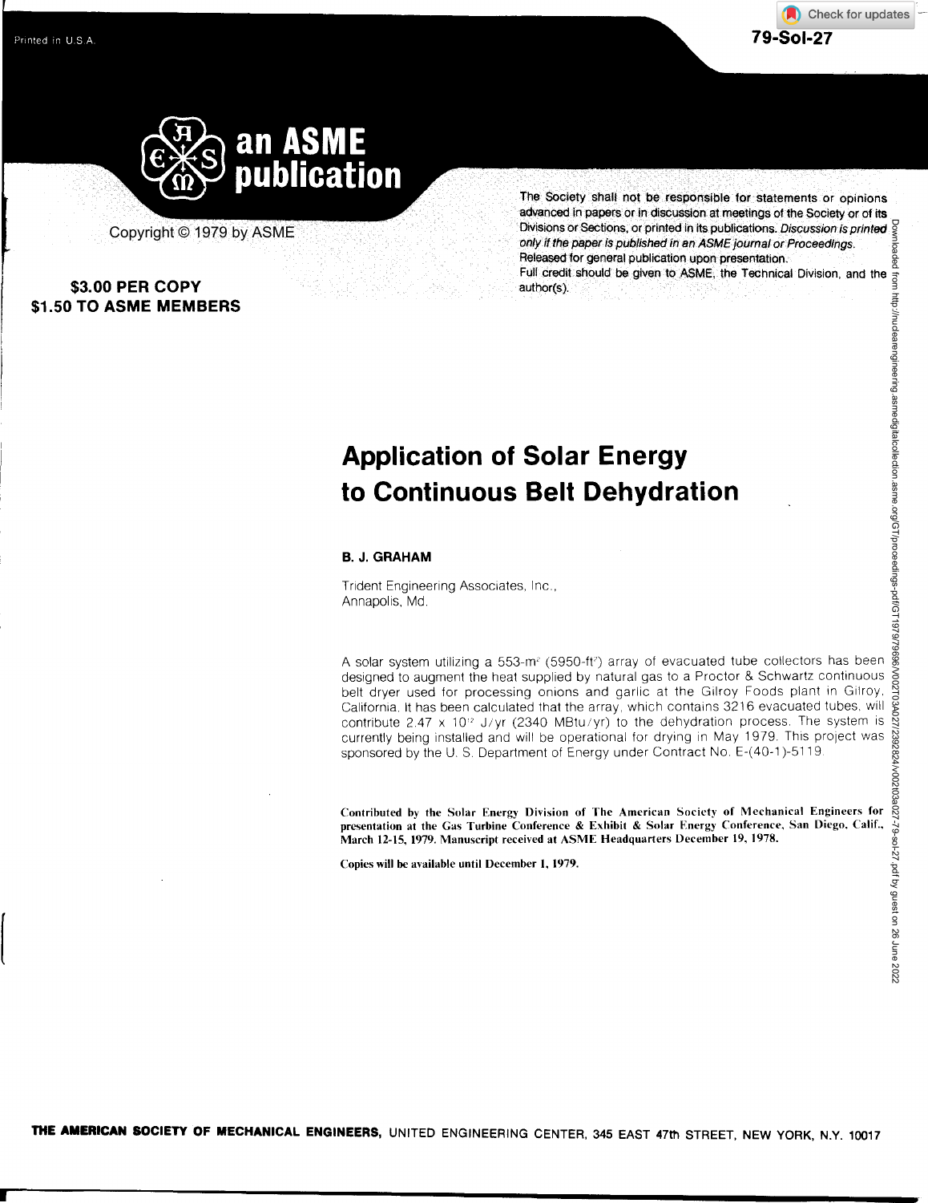79-Sol-27

an ASME publication

Copyright © 1979 by ASME

**$3.00 PER COPY**
**$1.50 TO ASME MEMBERS**

The Society shall not be responsible for statements or opinions advanced in papers or in discussion at meetings of the Society or of its Divisions or Sections, or printed in its publications. *Discussion is printed only if the paper is published in an ASME journal or Proceedings.* Released for general publication upon presentation.
Full credit should be given to ASME, the Technical Division, and the author(s).

# Application of Solar Energy to Continuous Belt Dehydration

**B. J. GRAHAM**

Trident Engineering Associates, Inc.,
Annapolis, Md.

A solar system utilizing a 553-$m^2$ (5950-$ft^2$) array of evacuated tube collectors has been designed to augment the heat supplied by natural gas to a Proctor & Schwartz continuous belt dryer used for processing onions and garlic at the Gilroy Foods plant in Gilroy, California. It has been calculated that the array, which contains 3216 evacuated tubes, will contribute $2.47 \times 10^{12}$ J/yr (2340 MBtu/yr) to the dehydration process. The system is currently being installed and will be operational for drying in May 1979. This project was sponsored by the U. S. Department of Energy under Contract No. E-(40-1)-5119.

**Contributed by the Solar Energy Division of The American Society of Mechanical Engineers for presentation at the Gas Turbine Conference & Exhibit & Solar Energy Conference, San Diego, Calif., March 12-15, 1979. Manuscript received at ASME Headquarters December 19, 1978.**

**Copies will be available until December 1, 1979.**

**THE AMERICAN SOCIETY OF MECHANICAL ENGINEERS,** UNITED ENGINEERING CENTER, 345 EAST 47th STREET, NEW YORK, N.Y. 10017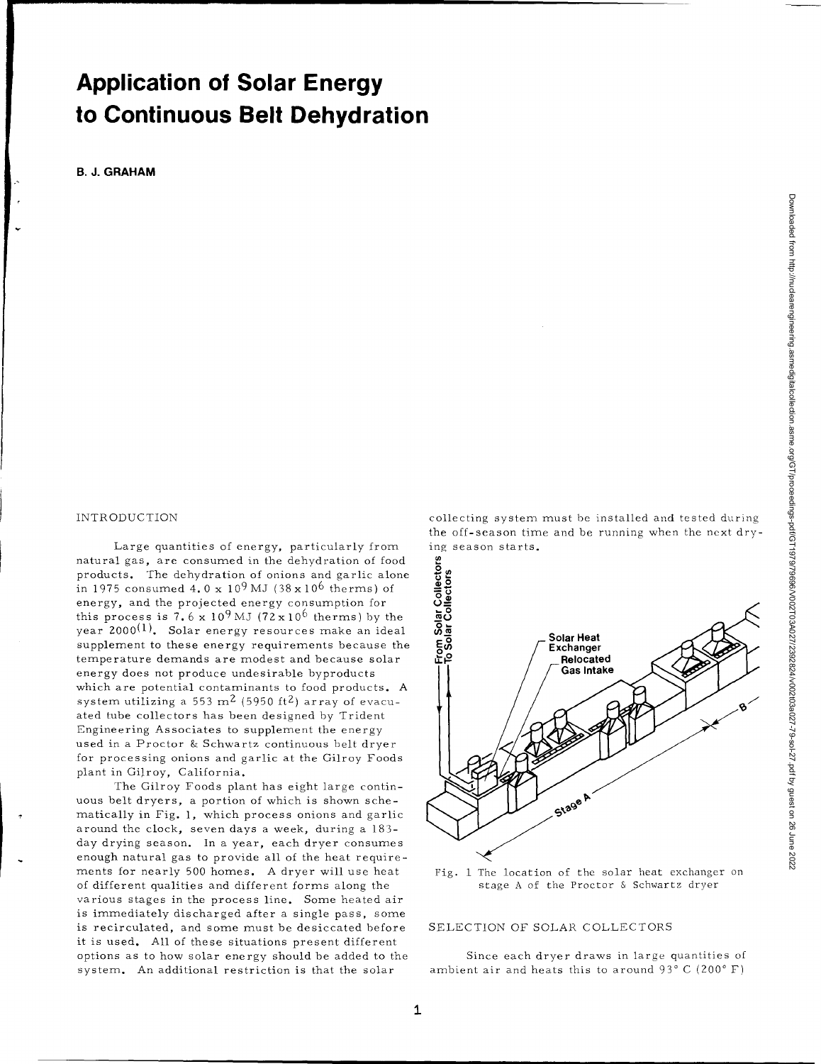# Application of Solar Energy to Continuous Belt Dehydration

**B. J. GRAHAM**

## INTRODUCTION

Large quantities of energy, particularly from natural gas, are consumed in the dehydration of food products. The dehydration of onions and garlic alone in 1975 consumed $4.0 \times 10^9$ MJ ($38 \times 10^6$ therms) of energy, and the projected energy consumption for this process is $7.6 \times 10^9$ MJ ($72 \times 10^6$ therms) by the year 2000(1). Solar energy resources make an ideal supplement to these energy requirements because the temperature demands are modest and because solar energy does not produce undesirable byproducts which are potential contaminants to food products. A system utilizing a 553 $m^2$ (5950 $ft^2$) array of evacuated tube collectors has been designed by Trident Engineering Associates to supplement the energy used in a Proctor & Schwartz continuous belt dryer for processing onions and garlic at the Gilroy Foods plant in Gilroy, California.

The Gilroy Foods plant has eight large continuous belt dryers, a portion of which is shown schematically in Fig. 1, which process onions and garlic around the clock, seven days a week, during a 183-day drying season. In a year, each dryer consumes enough natural gas to provide all of the heat requirements for nearly 500 homes. A dryer will use heat of different qualities and different forms along the various stages in the process line. Some heated air is immediately discharged after a single pass, some is recirculated, and some must be desiccated before it is used. All of these situations present different options as to how solar energy should be added to the system. An additional restriction is that the solar collecting system must be installed and tested during the off-season time and be running when the next drying season starts.

Fig. 1 The location of the solar heat exchanger on stage A of the Proctor & Schwartz dryer

## SELECTION OF SOLAR COLLECTORS

Since each dryer draws in large quantities of ambient air and heats this to around 93° C (200° F)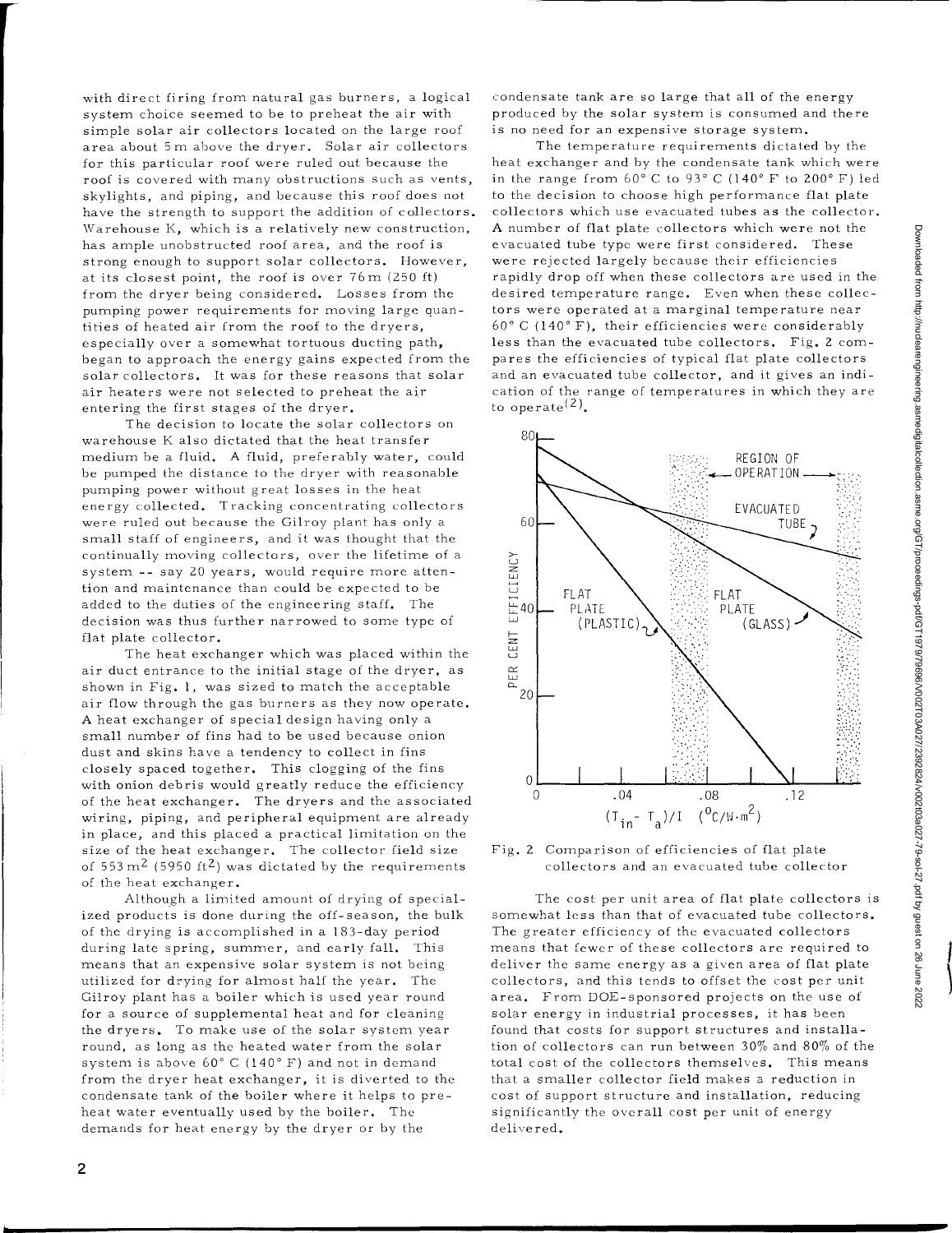with direct firing from natural gas burners, a logical system choice seemed to be to preheat the air with simple solar air collectors located on the large roof area about 5 m above the dryer. Solar air collectors for this particular roof were ruled out because the roof is covered with many obstructions such as vents, skylights, and piping, and because this roof does not have the strength to support the addition of collectors. Warehouse K, which is a relatively new construction, has ample unobstructed roof area, and the roof is strong enough to support solar collectors. However, at its closest point, the roof is over 76 m (250 ft) from the dryer being considered. Losses from the pumping power requirements for moving large quantities of heated air from the roof to the dryers, especially over a somewhat tortuous ducting path, began to approach the energy gains expected from the solar collectors. It was for these reasons that solar air heaters were not selected to preheat the air entering the first stages of the dryer.

The decision to locate the solar collectors on warehouse K also dictated that the heat transfer medium be a fluid. A fluid, preferably water, could be pumped the distance to the dryer with reasonable pumping power without great losses in the heat energy collected. Tracking concentrating collectors were ruled out because the Gilroy plant has only a small staff of engineers, and it was thought that the continually moving collectors, over the lifetime of a system -- say 20 years, would require more attention and maintenance than could be expected to be added to the duties of the engineering staff. The decision was thus further narrowed to some type of flat plate collector.

The heat exchanger which was placed within the air duct entrance to the initial stage of the dryer, as shown in Fig. 1, was sized to match the acceptable air flow through the gas burners as they now operate. A heat exchanger of special design having only a small number of fins had to be used because onion dust and skins have a tendency to collect in fins closely spaced together. This clogging of the fins with onion debris would greatly reduce the efficiency of the heat exchanger. The dryers and the associated wiring, piping, and peripheral equipment are already in place, and this placed a practical limitation on the size of the heat exchanger. The collector field size of 553 $m^2$ (5950 $ft^2$) was dictated by the requirements of the heat exchanger.

Although a limited amount of drying of specialized products is done during the off-season, the bulk of the drying is accomplished in a 183-day period during late spring, summer, and early fall. This means that an expensive solar system is not being utilized for drying for almost half the year. The Gilroy plant has a boiler which is used year round for a source of supplemental heat and for cleaning the dryers. To make use of the solar system year round, as long as the heated water from the solar system is above 60° C (140° F) and not in demand from the dryer heat exchanger, it is diverted to the condensate tank of the boiler where it helps to preheat water eventually used by the boiler. The demands for heat energy by the dryer or by the condensate tank are so large that all of the energy produced by the solar system is consumed and there is no need for an expensive storage system.

The temperature requirements dictated by the heat exchanger and by the condensate tank which were in the range from 60° C to 93° C (140° F to 200° F) led to the decision to choose high performance flat plate collectors which use evacuated tubes as the collector. A number of flat plate collectors which were not the evacuated tube type were first considered. These were rejected largely because their efficiencies rapidly drop off when these collectors are used in the desired temperature range. Even when these collectors were operated at a marginal temperature near 60° C (140° F), their efficiencies were considerably less than the evacuated tube collectors. Fig. 2 compares the efficiencies of typical flat plate collectors and an evacuated tube collector, and it gives an indication of the range of temperatures in which they are to operate[2].

Fig. 2 Comparison of efficiencies of flat plate collectors and an evacuated tube collector

The cost per unit area of flat plate collectors is somewhat less than that of evacuated tube collectors. The greater efficiency of the evacuated collectors means that fewer of these collectors are required to deliver the same energy as a given area of flat plate collectors, and this tends to offset the cost per unit area. From DOE-sponsored projects on the use of solar energy in industrial processes, it has been found that costs for support structures and installation of collectors can run between 30% and 80% of the total cost of the collectors themselves. This means that a smaller collector field makes a reduction in cost of support structure and installation, reducing significantly the overall cost per unit of energy delivered.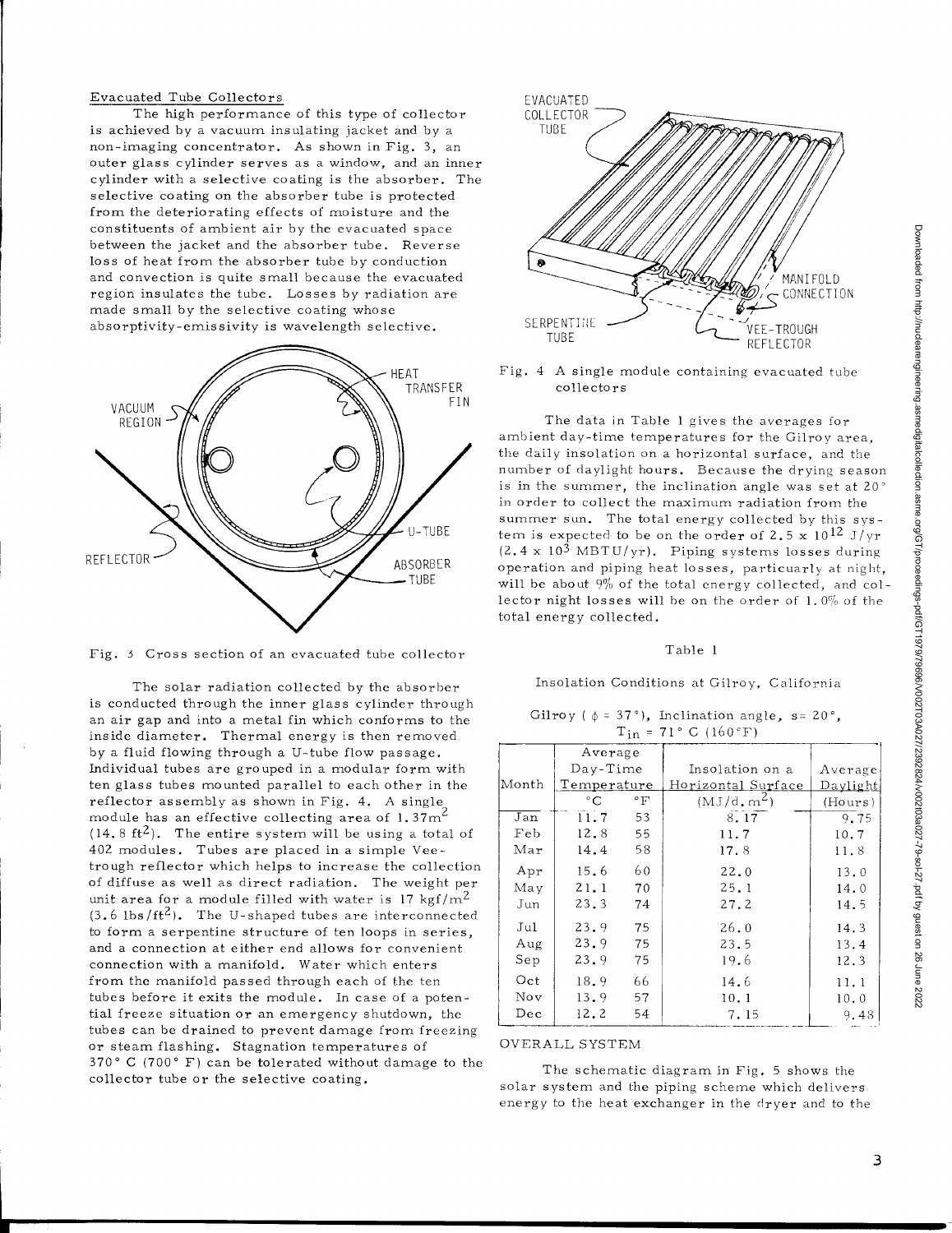### Evacuated Tube Collectors

The high performance of this type of collector is achieved by a vacuum insulating jacket and by a non-imaging concentrator. As shown in Fig. 3, an outer glass cylinder serves as a window, and an inner cylinder with a selective coating is the absorber. The selective coating on the absorber tube is protected from the deteriorating effects of moisture and the constituents of ambient air by the evacuated space between the jacket and the absorber tube. Reverse loss of heat from the absorber tube by conduction and convection is quite small because the evacuated region insulates the tube. Losses by radiation are made small by the selective coating whose absorptivity-emissivity is wavelength selective.

Fig. 3 Cross section of an evacuated tube collector

The solar radiation collected by the absorber is conducted through the inner glass cylinder through an air gap and into a metal fin which conforms to the inside diameter. Thermal energy is then removed by a fluid flowing through a U-tube flow passage. Individual tubes are grouped in a modular form with ten glass tubes mounted parallel to each other in the reflector assembly as shown in Fig. 4. A single module has an effective collecting area of $1.37 m^2$ ($14.8 ft^2$). The entire system will be using a total of 402 modules. Tubes are placed in a simple Vee-trough reflector which helps to increase the collection of diffuse as well as direct radiation. The weight per unit area for a module filled with water is $17 kgf/m^2$ ($3.6 lbs/ft^2$). The U-shaped tubes are interconnected to form a serpentine structure of ten loops in series, and a connection at either end allows for convenient connection with a manifold. Water which enters from the manifold passed through each of the ten tubes before it exits the module. In case of a potential freeze situation or an emergency shutdown, the tubes can be drained to prevent damage from freezing or steam flashing. Stagnation temperatures of 370° C (700° F) can be tolerated without damage to the collector tube or the selective coating.

Fig. 4 A single module containing evacuated tube collectors

The data in Table 1 gives the averages for ambient day-time temperatures for the Gilroy area, the daily insolation on a horizontal surface, and the number of daylight hours. Because the drying season is in the summer, the inclination angle was set at 20° in order to collect the maximum radiation from the summer sun. The total energy collected by this system is expected to be on the order of $2.5 \times 10^{12}$ J/yr ($2.4 \times 10^3$ MBTU/yr). Piping systems losses during operation and piping heat losses, particuarly at night, will be about 9% of the total energy collected, and collector night losses will be on the order of 1.0% of the total energy collected.

Table 1

Insolation Conditions at Gilroy, California

Gilroy ($\phi$ = 37°), Inclination angle, s = 20°, $T_{in}$ = 71° C (160°F)

| Month | Average Day-Time Temperature | | Insolation on a Horizontal Surface | Average Daylight |
|---|---|---|---|---|
| | °C | °F | ($MJ/d.m^2$) | (Hours) |
| Jan | 11.7 | 53 | 8.17 | 9.75 |
| Feb | 12.8 | 55 | 11.7 | 10.7 |
| Mar | 14.4 | 58 | 17.8 | 11.8 |
| Apr | 15.6 | 60 | 22.0 | 13.0 |
| May | 21.1 | 70 | 25.1 | 14.0 |
| Jun | 23.3 | 74 | 27.2 | 14.5 |
| Jul | 23.9 | 75 | 26.0 | 14.3 |
| Aug | 23.9 | 75 | 23.5 | 13.4 |
| Sep | 23.9 | 75 | 19.6 | 12.3 |
| Oct | 18.9 | 66 | 14.6 | 11.1 |
| Nov | 13.9 | 57 | 10.1 | 10.0 |
| Dec | 12.2 | 54 | 7.15 | 9.48 |

## OVERALL SYSTEM

The schematic diagram in Fig. 5 shows the solar system and the piping scheme which delivers energy to the heat exchanger in the dryer and to the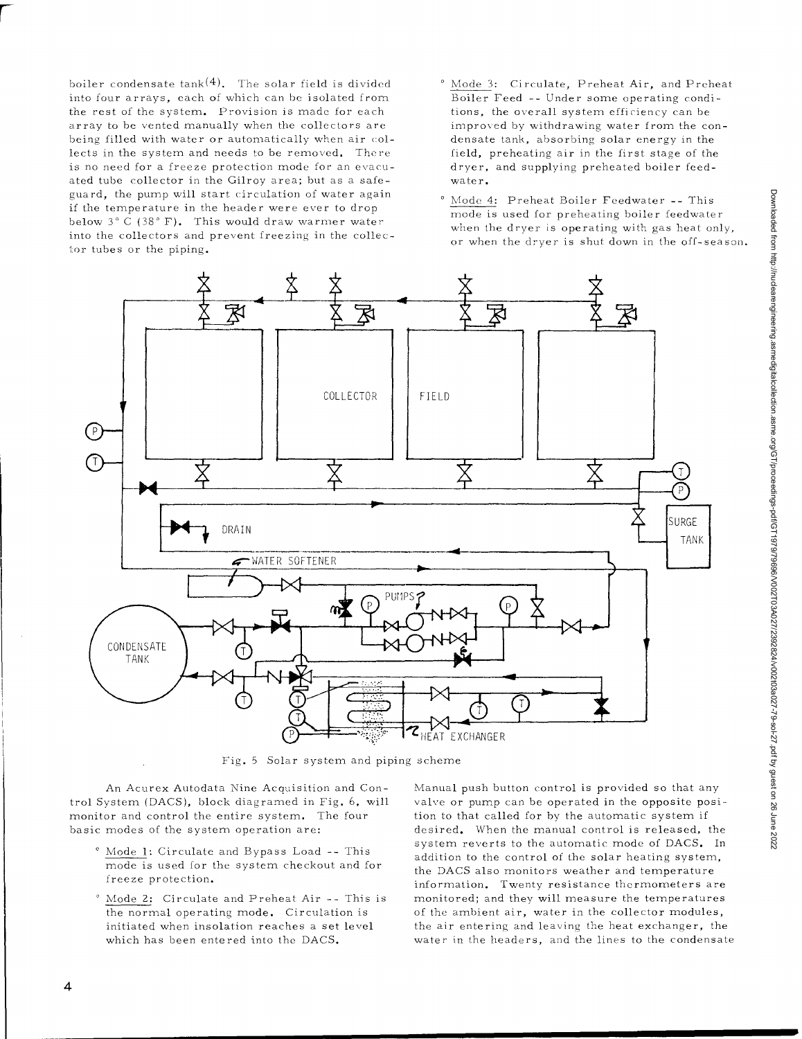boiler condensate tank[4]. The solar field is divided into four arrays, each of which can be isolated from the rest of the system. Provision is made for each array to be vented manually when the collectors are being filled with water or automatically when air collects in the system and needs to be removed. There is no need for a freeze protection mode for an evacuated tube collector in the Gilroy area; but as a safeguard, the pump will start circulation of water again if the temperature in the header were ever to drop below 3° C (38° F). This would draw warmer water into the collectors and prevent freezing in the collector tubes or the piping.

- Mode 3: Circulate, Preheat Air, and Preheat Boiler Feed -- Under some operating conditions, the overall system efficiency can be improved by withdrawing water from the condensate tank, absorbing solar energy in the field, preheating air in the first stage of the dryer, and supplying preheated boiler feedwater.
- Mode 4: Preheat Boiler Feedwater -- This mode is used for preheating boiler feedwater when the dryer is operating with gas heat only, or when the dryer is shut down in the off-season.

Fig. 5 Solar system and piping scheme

An Acurex Autodata Nine Acquisition and Control System (DACS), block diagramed in Fig. 6, will monitor and control the entire system. The four basic modes of the system operation are:

- Mode 1: Circulate and Bypass Load -- This mode is used for the system checkout and for freeze protection.
- Mode 2: Circulate and Preheat Air -- This is the normal operating mode. Circulation is initiated when insolation reaches a set level which has been entered into the DACS.

Manual push button control is provided so that any valve or pump can be operated in the opposite position to that called for by the automatic system if desired. When the manual control is released, the system reverts to the automatic mode of DACS. In addition to the control of the solar heating system, the DACS also monitors weather and temperature information. Twenty resistance thermometers are monitored; and they will measure the temperatures of the ambient air, water in the collector modules, the air entering and leaving the heat exchanger, the water in the headers, and the lines to the condensate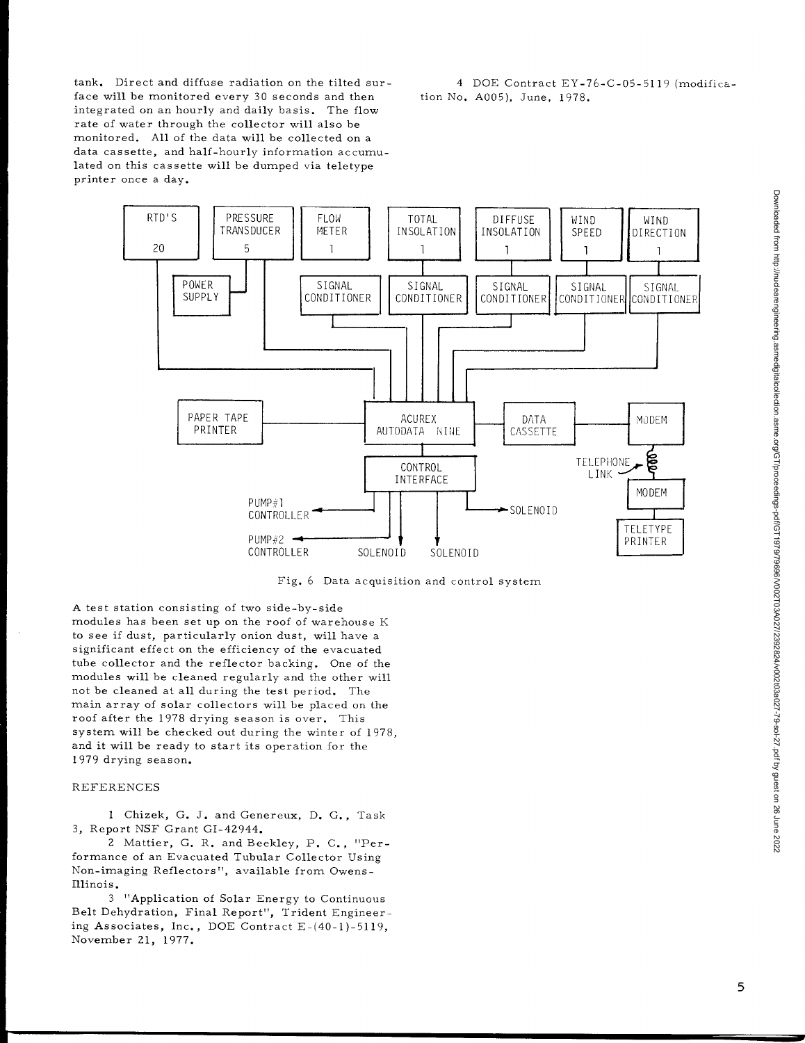tank. Direct and diffuse radiation on the tilted surface will be monitored every 30 seconds and then integrated on an hourly and daily basis. The flow rate of water through the collector will also be monitored. All of the data will be collected on a data cassette, and half-hourly information accumulated on this cassette will be dumped via teletype printer once a day.

RTD'S
20
PRESSURE TRANSDUCER
5
FLOW METER
1
TOTAL INSOLATION
1
DIFFUSE INSOLATION
1
WIND SPEED
1
WIND DIRECTION
1
POWER SUPPLY
SIGNAL CONDITIONER
SIGNAL CONDITIONER
SIGNAL CONDITIONER
SIGNAL CONDITIONER
SIGNAL CONDITIONER
PAPER TAPE PRINTER
ACUREX AUTODATA NINE
DATA CASSETTE
MODEM
TELEPHONE LINK
MODEM
TELETYPE PRINTER
CONTROL INTERFACE
PUMP#1 CONTROLLER
PUMP#2 CONTROLLER
SOLENOID
SOLENOID
SOLENOID

Fig. 6 Data acquisition and control system

A test station consisting of two side-by-side modules has been set up on the roof of warehouse K to see if dust, particularly onion dust, will have a significant effect on the efficiency of the evacuated tube collector and the reflector backing. One of the modules will be cleaned regularly and the other will not be cleaned at all during the test period. The main array of solar collectors will be placed on the roof after the 1978 drying season is over. This system will be checked out during the winter of 1978, and it will be ready to start its operation for the 1979 drying season.

## REFERENCES

1 Chizek, G. J. and Genereux, D. G., Task 3, Report NSF Grant GI-42944.

2 Mattier, G. R. and Beekley, P. C., "Performance of an Evacuated Tubular Collector Using Non-imaging Reflectors", available from Owens-Illinois.

3 "Application of Solar Energy to Continuous Belt Dehydration, Final Report", Trident Engineering Associates, Inc., DOE Contract E-(40-1)-5119, November 21, 1977.

4 DOE Contract EY-76-C-05-5119 (modification No. A005), June, 1978.